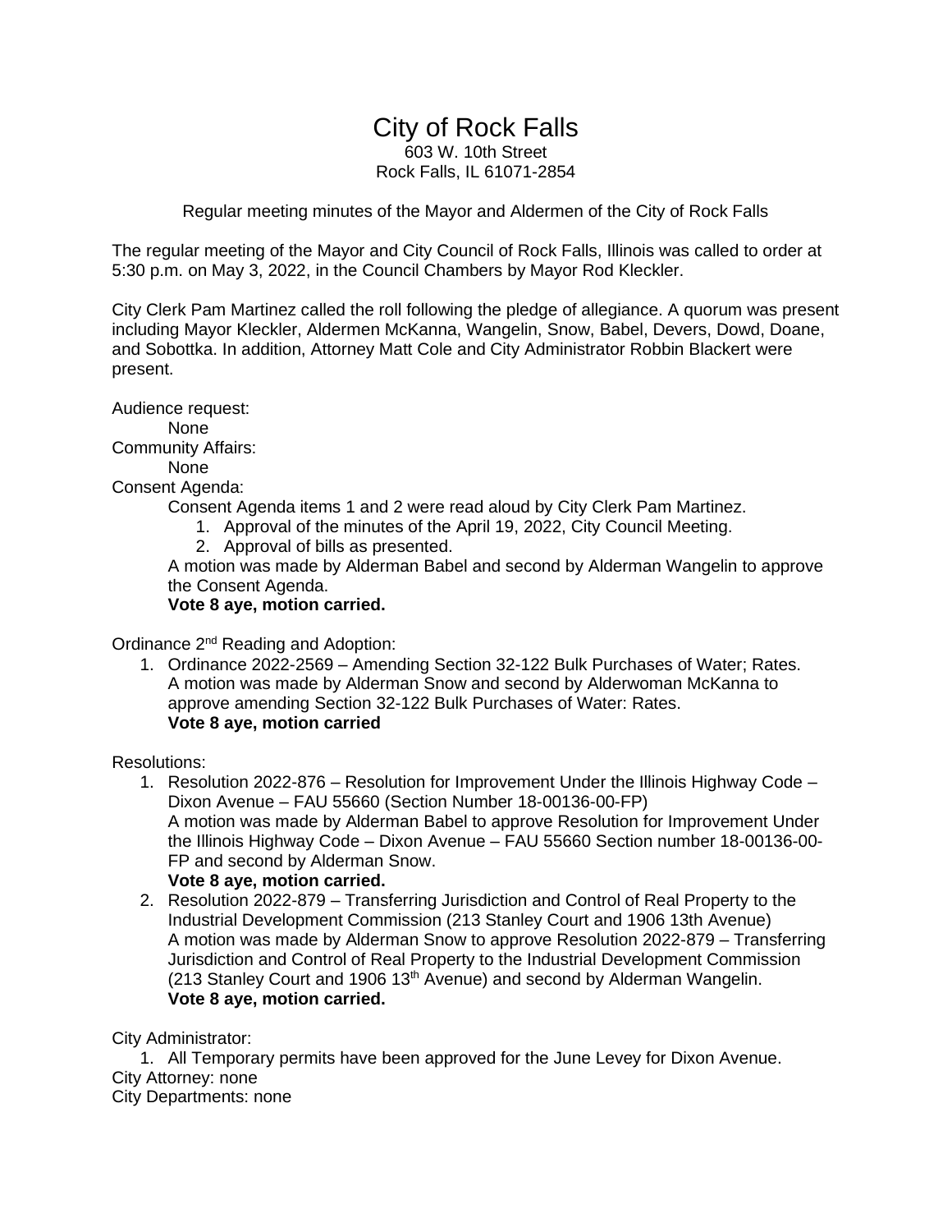# City of Rock Falls

603 W. 10th Street
Rock Falls, IL 61071-2854

Regular meeting minutes of the Mayor and Aldermen of the City of Rock Falls

The regular meeting of the Mayor and City Council of Rock Falls, Illinois was called to order at 5:30 p.m. on May 3, 2022, in the Council Chambers by Mayor Rod Kleckler.

City Clerk Pam Martinez called the roll following the pledge of allegiance. A quorum was present including Mayor Kleckler, Aldermen McKanna, Wangelin, Snow, Babel, Devers, Dowd, Doane, and Sobottka. In addition, Attorney Matt Cole and City Administrator Robbin Blackert were present.

Audience request:
None

Community Affairs:
None

Consent Agenda:

Consent Agenda items 1 and 2 were read aloud by City Clerk Pam Martinez.

1. Approval of the minutes of the April 19, 2022, City Council Meeting.
2. Approval of bills as presented.

A motion was made by Alderman Babel and second by Alderman Wangelin to approve the Consent Agenda.
**Vote 8 aye, motion carried.**

Ordinance 2nd Reading and Adoption:

1. Ordinance 2022-2569 – Amending Section 32-122 Bulk Purchases of Water; Rates. A motion was made by Alderman Snow and second by Alderwoman McKanna to approve amending Section 32-122 Bulk Purchases of Water: Rates.
   **Vote 8 aye, motion carried**

Resolutions:

1. Resolution 2022-876 – Resolution for Improvement Under the Illinois Highway Code – Dixon Avenue – FAU 55660 (Section Number 18-00136-00-FP)
   A motion was made by Alderman Babel to approve Resolution for Improvement Under the Illinois Highway Code – Dixon Avenue – FAU 55660 Section number 18-00136-00-FP and second by Alderman Snow.
   **Vote 8 aye, motion carried.**
2. Resolution 2022-879 – Transferring Jurisdiction and Control of Real Property to the Industrial Development Commission (213 Stanley Court and 1906 13th Avenue)
   A motion was made by Alderman Snow to approve Resolution 2022-879 – Transferring Jurisdiction and Control of Real Property to the Industrial Development Commission (213 Stanley Court and 1906 13th Avenue) and second by Alderman Wangelin.
   **Vote 8 aye, motion carried.**

City Administrator:

1. All Temporary permits have been approved for the June Levey for Dixon Avenue.

City Attorney: none

City Departments: none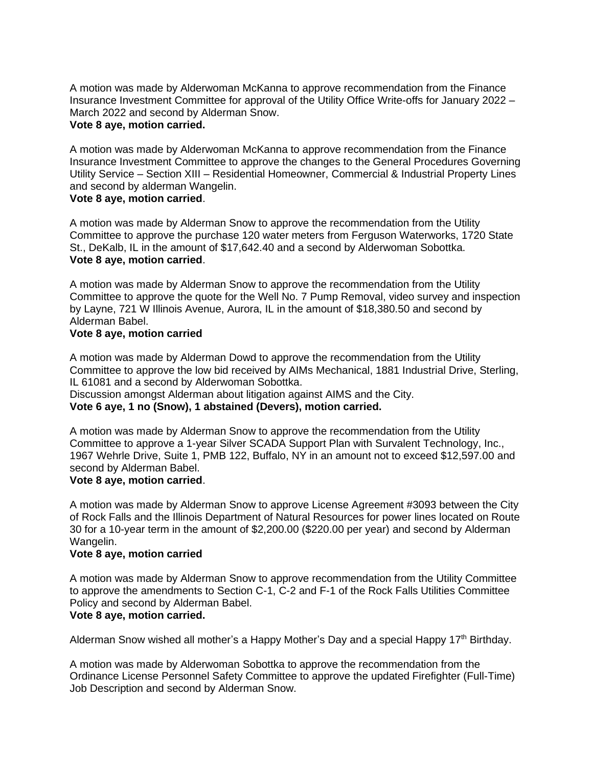A motion was made by Alderwoman McKanna to approve recommendation from the Finance Insurance Investment Committee for approval of the Utility Office Write-offs for January 2022 – March 2022 and second by Alderman Snow.
**Vote 8 aye, motion carried.**

A motion was made by Alderwoman McKanna to approve recommendation from the Finance Insurance Investment Committee to approve the changes to the General Procedures Governing Utility Service – Section XIII – Residential Homeowner, Commercial & Industrial Property Lines and second by alderman Wangelin.
**Vote 8 aye, motion carried**.

A motion was made by Alderman Snow to approve the recommendation from the Utility Committee to approve the purchase 120 water meters from Ferguson Waterworks, 1720 State St., DeKalb, IL in the amount of $17,642.40 and a second by Alderwoman Sobottka.
**Vote 8 aye, motion carried**.

A motion was made by Alderman Snow to approve the recommendation from the Utility Committee to approve the quote for the Well No. 7 Pump Removal, video survey and inspection by Layne, 721 W Illinois Avenue, Aurora, IL in the amount of $18,380.50 and second by Alderman Babel.
**Vote 8 aye, motion carried**

A motion was made by Alderman Dowd to approve the recommendation from the Utility Committee to approve the low bid received by AIMs Mechanical, 1881 Industrial Drive, Sterling, IL 61081 and a second by Alderwoman Sobottka.
Discussion amongst Alderman about litigation against AIMS and the City.
**Vote 6 aye, 1 no (Snow), 1 abstained (Devers), motion carried.**

A motion was made by Alderman Snow to approve the recommendation from the Utility Committee to approve a 1-year Silver SCADA Support Plan with Survalent Technology, Inc., 1967 Wehrle Drive, Suite 1, PMB 122, Buffalo, NY in an amount not to exceed $12,597.00 and second by Alderman Babel.
**Vote 8 aye, motion carried**.

A motion was made by Alderman Snow to approve License Agreement #3093 between the City of Rock Falls and the Illinois Department of Natural Resources for power lines located on Route 30 for a 10-year term in the amount of $2,200.00 ($220.00 per year) and second by Alderman Wangelin.
**Vote 8 aye, motion carried**

A motion was made by Alderman Snow to approve recommendation from the Utility Committee to approve the amendments to Section C-1, C-2 and F-1 of the Rock Falls Utilities Committee Policy and second by Alderman Babel.
**Vote 8 aye, motion carried.**

Alderman Snow wished all mother's a Happy Mother's Day and a special Happy 17th Birthday.

A motion was made by Alderwoman Sobottka to approve the recommendation from the Ordinance License Personnel Safety Committee to approve the updated Firefighter (Full-Time) Job Description and second by Alderman Snow.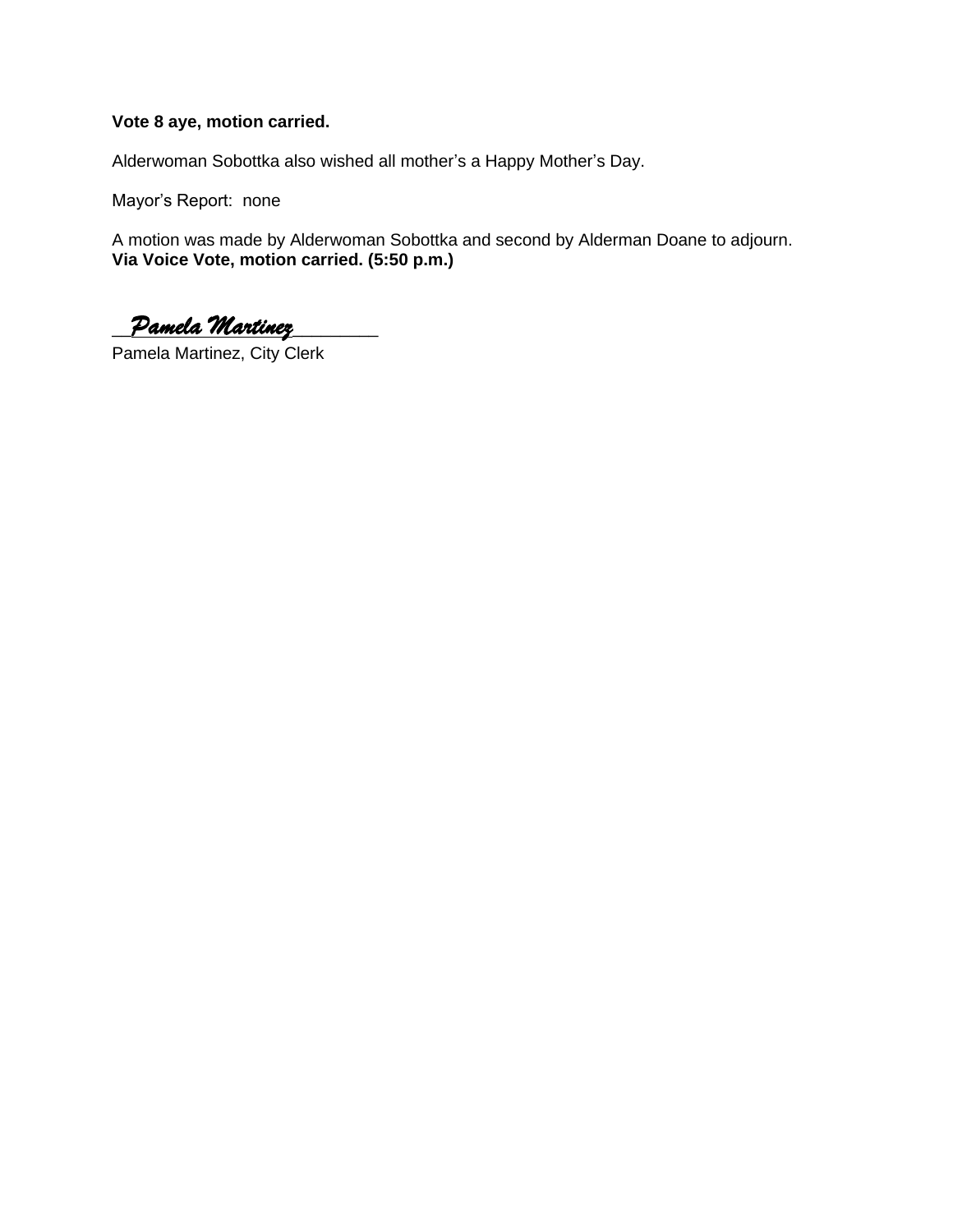**Vote 8 aye, motion carried.**

Alderwoman Sobottka also wished all mother's a Happy Mother's Day.

Mayor's Report: none

A motion was made by Alderwoman Sobottka and second by Alderman Doane to adjourn.
**Via Voice Vote, motion carried. (5:50 p.m.)**

__*Pamela Martinez*________
Pamela Martinez, City Clerk